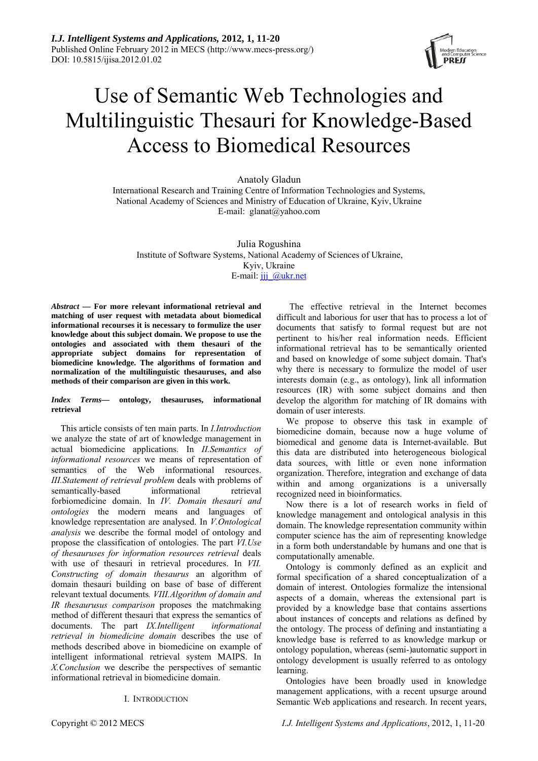# Use of Semantic Web Technologies and Multilinguistic Thesauri for Knowledge-Based Access to Biomedical Resources

Anatoly Gladun
International Research and Training Centre of Information Technologies and Systems,
National Academy of Sciences and Ministry of Education of Ukraine, Kyiv, Ukraine
E-mail: glanat@yahoo.com

Julia Rogushina
Institute of Software Systems, National Academy of Sciences of Ukraine,
Kyiv, Ukraine
E-mail: jjj_@ukr.net

***Abstract* — For more relevant informational retrieval and matching of user request with metadata about biomedical informational recourses it is necessary to formulize the user knowledge about this subject domain. We propose to use the ontologies and associated with them thesauri of the appropriate subject domains for representation of biomedicine knowledge. The algorithms of formation and normalization of the multilinguistic thesauruses, and also methods of their comparison are given in this work.**

***Index Terms*— ontology, thesauruses, informational retrieval**

This article consists of ten main parts. In *I.Introduction* we analyze the state of art of knowledge management in actual biomedicine applications. In *II.Semantics of informational resources* we means of representation of semantics of the Web informational resources. *III.Statement of retrieval problem* deals with problems of semantically-based informational retrieval forbiomedicine domain. In *IV. Domain thesauri and ontologies* the modern means and languages of knowledge representation are analysed. In *V.Ontological analysis* we describe the formal model of ontology and propose the classification of ontologies. The part *VI.Use of thesauruses for information resources retrieval* deals with use of thesauri in retrieval procedures. In *VII. Constructing of domain thesaurus* an algorithm of domain thesauri building on base of base of different relevant textual documents*. VIII.Algorithm of domain and IR thesaurusus comparison* proposes the matchmaking method of different thesauri that express the semantics of documents. The part *IX.Intelligent informational retrieval in biomedicine domain* describes the use of methods described above in biomedicine on example of intelligent informational retrieval system MAIPS. In *X.Conclusion* we describe the perspectives of semantic informational retrieval in biomedicine domain.

## I. Introduction

The effective retrieval in the Internet becomes difficult and laborious for user that has to process a lot of documents that satisfy to formal request but are not pertinent to his/her real information needs. Efficient informational retrieval has to be semantically oriented and based on knowledge of some subject domain. That's why there is necessary to formulize the model of user interests domain (e.g., as ontology), link all information resources (IR) with some subject domains and then develop the algorithm for matching of IR domains with domain of user interests.

We propose to observe this task in example of biomedical domain, because now a huge volume of biomedical and genome data is Internet-available. But this data are distributed into heterogeneous biological data sources, with little or even none information organization. Therefore, integration and exchange of data within and among organizations is a universally recognized need in bioinformatics.

Now there is a lot of research works in field of knowledge management and ontological analysis in this domain. The knowledge representation community within computer science has the aim of representing knowledge in a form both understandable by humans and one that is computationally amenable.

Ontology is commonly defined as an explicit and formal specification of a shared conceptualization of a domain of interest. Ontologies formalize the intensional aspects of a domain, whereas the extensional part is provided by a knowledge base that contains assertions about instances of concepts and relations as defined by the ontology. The process of defining and instantiating a knowledge base is referred to as knowledge markup or ontology population, whereas (semi-)automatic support in ontology development is usually referred to as ontology learning.

Ontologies have been broadly used in knowledge management applications, with a recent upsurge around Semantic Web applications and research. In recent years,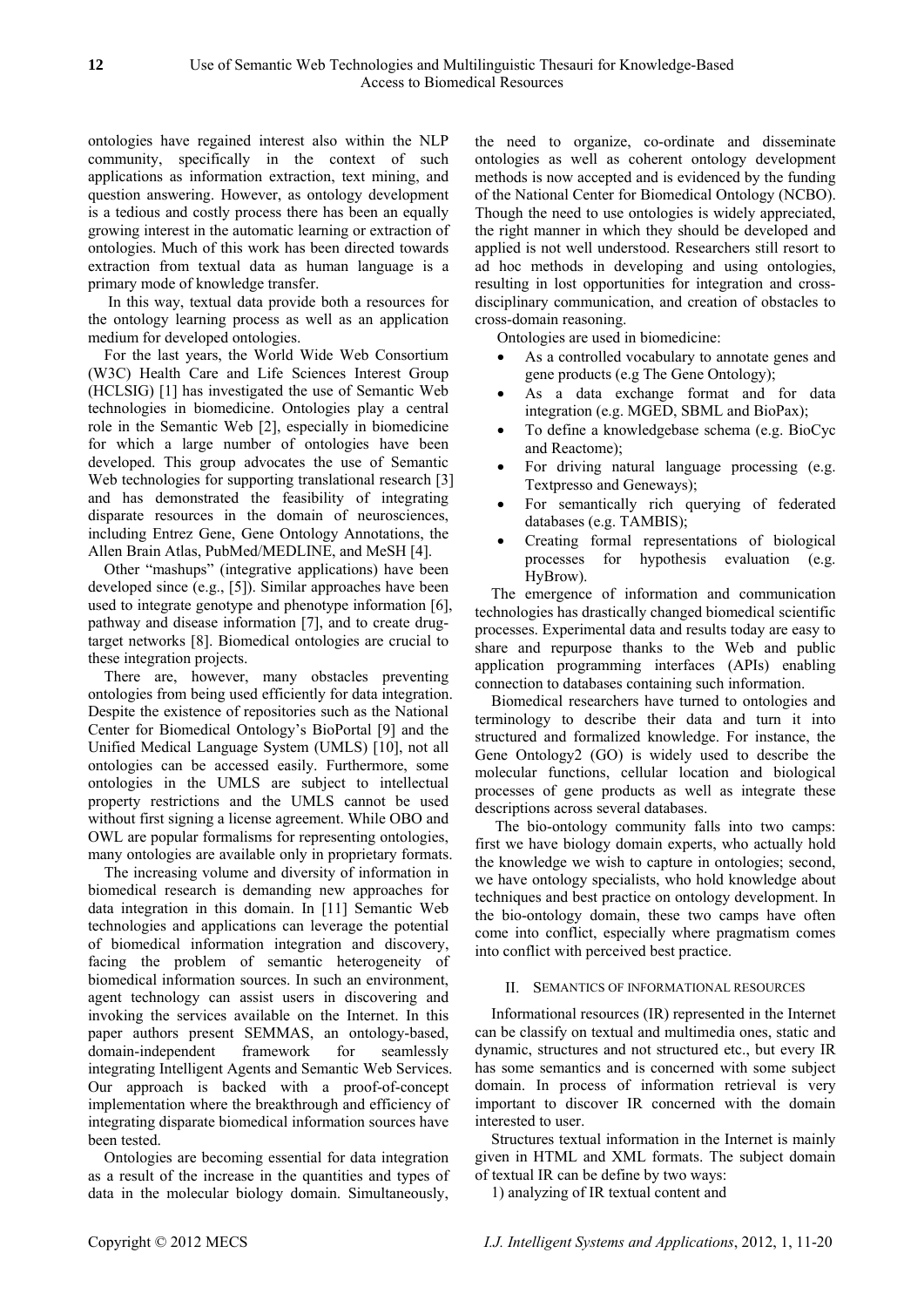ontologies have regained interest also within the NLP community, specifically in the context of such applications as information extraction, text mining, and question answering. However, as ontology development is a tedious and costly process there has been an equally growing interest in the automatic learning or extraction of ontologies. Much of this work has been directed towards extraction from textual data as human language is a primary mode of knowledge transfer.

In this way, textual data provide both a resources for the ontology learning process as well as an application medium for developed ontologies.

For the last years, the World Wide Web Consortium (W3C) Health Care and Life Sciences Interest Group (HCLSIG) [1] has investigated the use of Semantic Web technologies in biomedicine. Ontologies play a central role in the Semantic Web [2], especially in biomedicine for which a large number of ontologies have been developed. This group advocates the use of Semantic Web technologies for supporting translational research [3] and has demonstrated the feasibility of integrating disparate resources in the domain of neurosciences, including Entrez Gene, Gene Ontology Annotations, the Allen Brain Atlas, PubMed/MEDLINE, and MeSH [4].

Other "mashups" (integrative applications) have been developed since (e.g., [5]). Similar approaches have been used to integrate genotype and phenotype information [6], pathway and disease information [7], and to create drug-target networks [8]. Biomedical ontologies are crucial to these integration projects.

There are, however, many obstacles preventing ontologies from being used efficiently for data integration. Despite the existence of repositories such as the National Center for Biomedical Ontology's BioPortal [9] and the Unified Medical Language System (UMLS) [10], not all ontologies can be accessed easily. Furthermore, some ontologies in the UMLS are subject to intellectual property restrictions and the UMLS cannot be used without first signing a license agreement. While OBO and OWL are popular formalisms for representing ontologies, many ontologies are available only in proprietary formats.

The increasing volume and diversity of information in biomedical research is demanding new approaches for data integration in this domain. In [11] Semantic Web technologies and applications can leverage the potential of biomedical information integration and discovery, facing the problem of semantic heterogeneity of biomedical information sources. In such an environment, agent technology can assist users in discovering and invoking the services available on the Internet. In this paper authors present SEMMAS, an ontology-based, domain-independent framework for seamlessly integrating Intelligent Agents and Semantic Web Services. Our approach is backed with a proof-of-concept implementation where the breakthrough and efficiency of integrating disparate biomedical information sources have been tested.

Ontologies are becoming essential for data integration as a result of the increase in the quantities and types of data in the molecular biology domain. Simultaneously, the need to organize, co-ordinate and disseminate ontologies as well as coherent ontology development methods is now accepted and is evidenced by the funding of the National Center for Biomedical Ontology (NCBO). Though the need to use ontologies is widely appreciated, the right manner in which they should be developed and applied is not well understood. Researchers still resort to ad hoc methods in developing and using ontologies, resulting in lost opportunities for integration and cross-disciplinary communication, and creation of obstacles to cross-domain reasoning.

Ontologies are used in biomedicine:

- As a controlled vocabulary to annotate genes and gene products (e.g The Gene Ontology);
- As a data exchange format and for data integration (e.g. MGED, SBML and BioPax);
- To define a knowledgebase schema (e.g. BioCyc and Reactome);
- For driving natural language processing (e.g. Textpresso and Geneways);
- For semantically rich querying of federated databases (e.g. TAMBIS);
- Creating formal representations of biological processes for hypothesis evaluation (e.g. HyBrow).

The emergence of information and communication technologies has drastically changed biomedical scientific processes. Experimental data and results today are easy to share and repurpose thanks to the Web and public application programming interfaces (APIs) enabling connection to databases containing such information.

Biomedical researchers have turned to ontologies and terminology to describe their data and turn it into structured and formalized knowledge. For instance, the Gene Ontology2 (GO) is widely used to describe the molecular functions, cellular location and biological processes of gene products as well as integrate these descriptions across several databases.

The bio-ontology community falls into two camps: first we have biology domain experts, who actually hold the knowledge we wish to capture in ontologies; second, we have ontology specialists, who hold knowledge about techniques and best practice on ontology development. In the bio-ontology domain, these two camps have often come into conflict, especially where pragmatism comes into conflict with perceived best practice.

## II. SEMANTICS OF INFORMATIONAL RESOURCES

Informational resources (IR) represented in the Internet can be classify on textual and multimedia ones, static and dynamic, structures and not structured etc., but every IR has some semantics and is concerned with some subject domain. In process of information retrieval is very important to discover IR concerned with the domain interested to user.

Structures textual information in the Internet is mainly given in HTML and XML formats. The subject domain of textual IR can be define by two ways:

1) analyzing of IR textual content and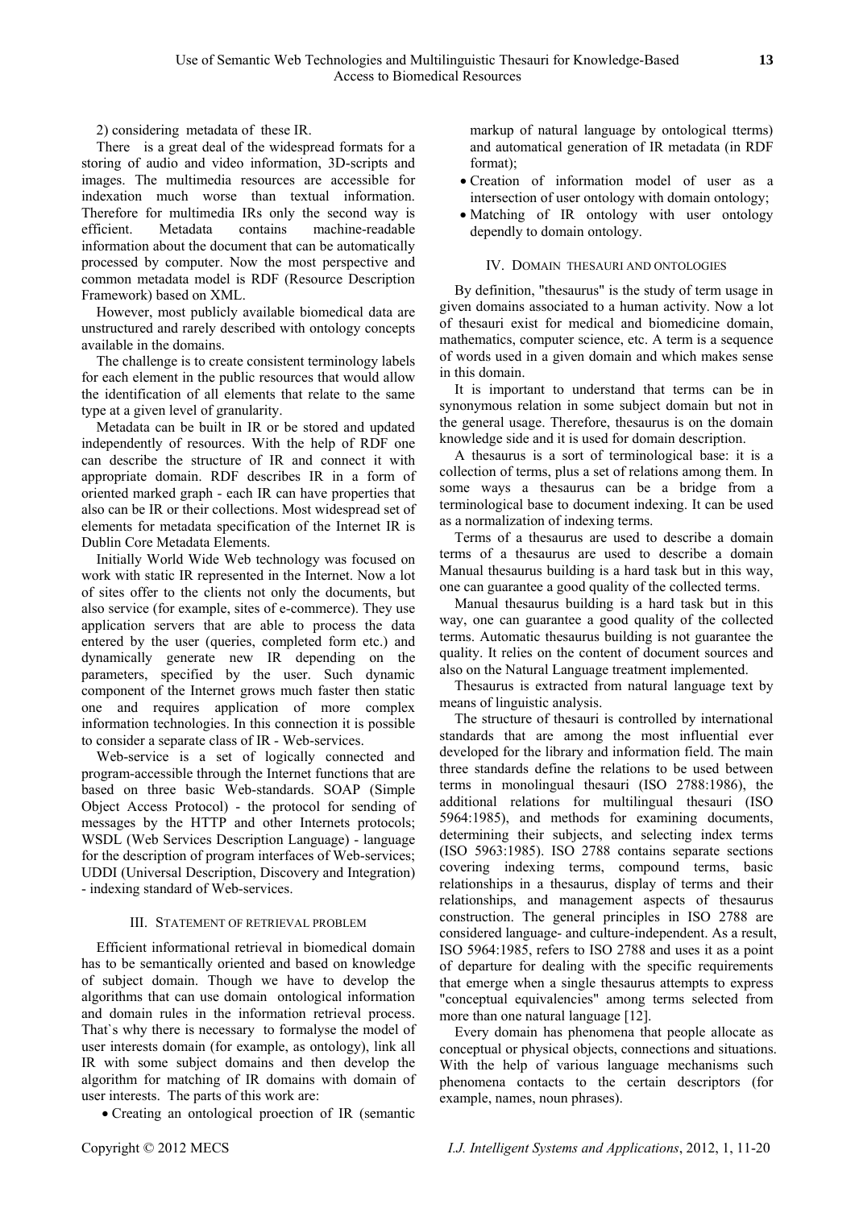2) considering metadata of these IR.

There is a great deal of the widespread formats for a storing of audio and video information, 3D-scripts and images. The multimedia resources are accessible for indexation much worse than textual information. Therefore for multimedia IRs only the second way is efficient. Metadata contains machine-readable information about the document that can be automatically processed by computer. Now the most perspective and common metadata model is RDF (Resource Description Framework) based on XML.

However, most publicly available biomedical data are unstructured and rarely described with ontology concepts available in the domains.

The challenge is to create consistent terminology labels for each element in the public resources that would allow the identification of all elements that relate to the same type at a given level of granularity.

Metadata can be built in IR or be stored and updated independently of resources. With the help of RDF one can describe the structure of IR and connect it with appropriate domain. RDF describes IR in a form of oriented marked graph - each IR can have properties that also can be IR or their collections. Most widespread set of elements for metadata specification of the Internet IR is Dublin Core Metadata Elements.

Initially World Wide Web technology was focused on work with static IR represented in the Internet. Now a lot of sites offer to the clients not only the documents, but also service (for example, sites of e-commerce). They use application servers that are able to process the data entered by the user (queries, completed form etc.) and dynamically generate new IR depending on the parameters, specified by the user. Such dynamic component of the Internet grows much faster then static one and requires application of more complex information technologies. In this connection it is possible to consider a separate class of IR - Web-services.

Web-service is a set of logically connected and program-accessible through the Internet functions that are based on three basic Web-standards. SOAP (Simple Object Access Protocol) - the protocol for sending of messages by the HTTP and other Internets protocols; WSDL (Web Services Description Language) - language for the description of program interfaces of Web-services; UDDI (Universal Description, Discovery and Integration) - indexing standard of Web-services.

## III. Statement of retrieval problem

Efficient informational retrieval in biomedical domain has to be semantically oriented and based on knowledge of subject domain. Though we have to develop the algorithms that can use domain ontological information and domain rules in the information retrieval process. That`s why there is necessary to formalyse the model of user interests domain (for example, as ontology), link all IR with some subject domains and then develop the algorithm for matching of IR domains with domain of user interests. The parts of this work are:

- Creating an ontological proection of IR (semantic markup of natural language by ontological tterms) and automatical generation of IR metadata (in RDF format);
- Creation of information model of user as a intersection of user ontology with domain ontology;
- Matching of IR ontology with user ontology dependly to domain ontology.

## IV. Domain thesauri and ontologies

By definition, "thesaurus" is the study of term usage in given domains associated to a human activity. Now a lot of thesauri exist for medical and biomedicine domain, mathematics, computer science, etc. A term is a sequence of words used in a given domain and which makes sense in this domain.

It is important to understand that terms can be in synonymous relation in some subject domain but not in the general usage. Therefore, thesaurus is on the domain knowledge side and it is used for domain description.

A thesaurus is a sort of terminological base: it is a collection of terms, plus a set of relations among them. In some ways a thesaurus can be a bridge from a terminological base to document indexing. It can be used as a normalization of indexing terms.

Terms of a thesaurus are used to describe a domain terms of a thesaurus are used to describe a domain Manual thesaurus building is a hard task but in this way, one can guarantee a good quality of the collected terms.

Manual thesaurus building is a hard task but in this way, one can guarantee a good quality of the collected terms. Automatic thesaurus building is not guarantee the quality. It relies on the content of document sources and also on the Natural Language treatment implemented.

Thesaurus is extracted from natural language text by means of linguistic analysis.

The structure of thesauri is controlled by international standards that are among the most influential ever developed for the library and information field. The main three standards define the relations to be used between terms in monolingual thesauri (ISO 2788:1986), the additional relations for multilingual thesauri (ISO 5964:1985), and methods for examining documents, determining their subjects, and selecting index terms (ISO 5963:1985). ISO 2788 contains separate sections covering indexing terms, compound terms, basic relationships in a thesaurus, display of terms and their relationships, and management aspects of thesaurus construction. The general principles in ISO 2788 are considered language- and culture-independent. As a result, ISO 5964:1985, refers to ISO 2788 and uses it as a point of departure for dealing with the specific requirements that emerge when a single thesaurus attempts to express "conceptual equivalencies" among terms selected from more than one natural language [12].

Every domain has phenomena that people allocate as conceptual or physical objects, connections and situations. With the help of various language mechanisms such phenomena contacts to the certain descriptors (for example, names, noun phrases).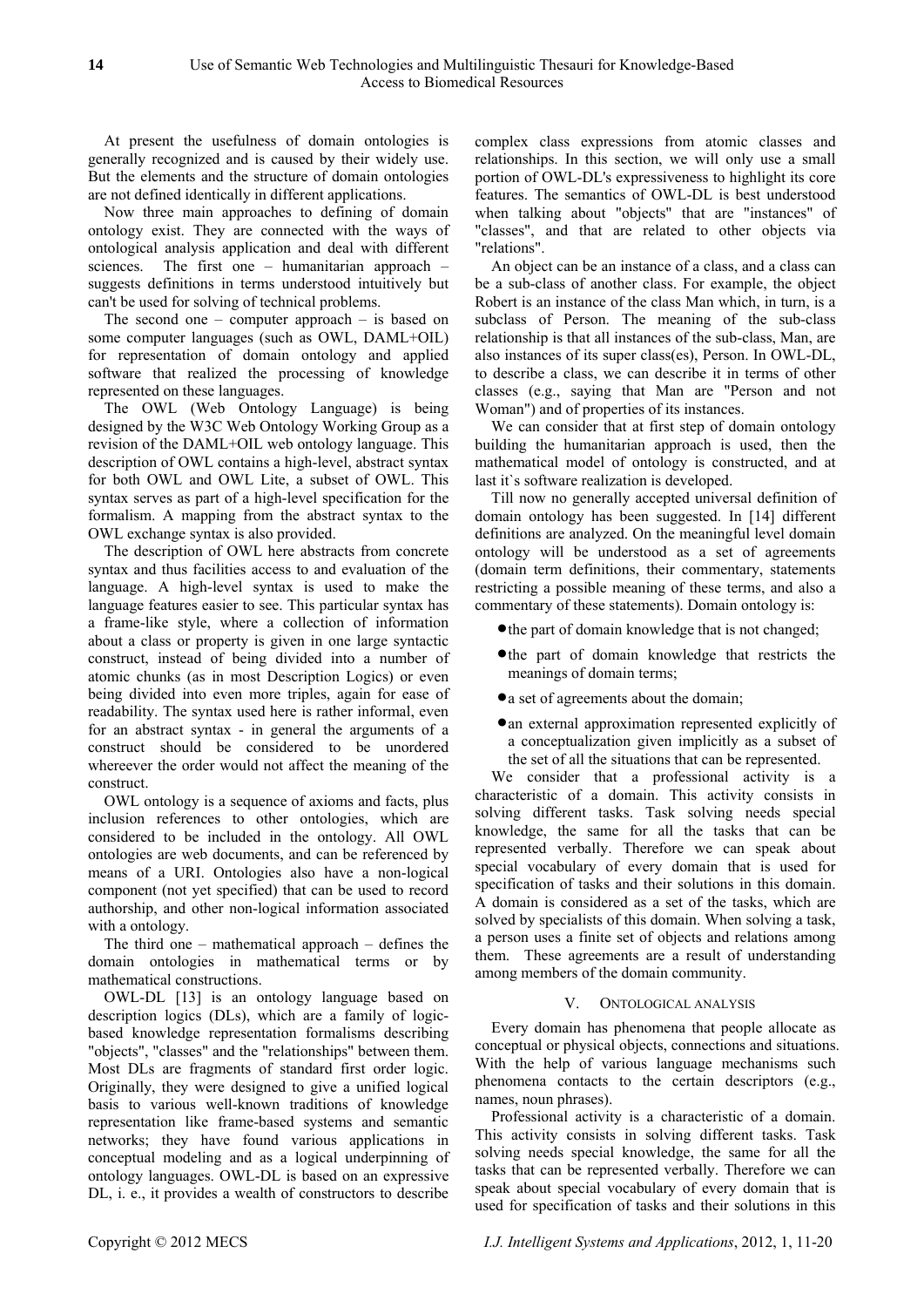At present the usefulness of domain ontologies is generally recognized and is caused by their widely use. But the elements and the structure of domain ontologies are not defined identically in different applications.

Now three main approaches to defining of domain ontology exist. They are connected with the ways of ontological analysis application and deal with different sciences. The first one – humanitarian approach – suggests definitions in terms understood intuitively but can't be used for solving of technical problems.

The second one – computer approach – is based on some computer languages (such as OWL, DAML+OIL) for representation of domain ontology and applied software that realized the processing of knowledge represented on these languages.

The OWL (Web Ontology Language) is being designed by the W3C Web Ontology Working Group as a revision of the DAML+OIL web ontology language. This description of OWL contains a high-level, abstract syntax for both OWL and OWL Lite, a subset of OWL. This syntax serves as part of a high-level specification for the formalism. A mapping from the abstract syntax to the OWL exchange syntax is also provided.

The description of OWL here abstracts from concrete syntax and thus facilities access to and evaluation of the language. A high-level syntax is used to make the language features easier to see. This particular syntax has a frame-like style, where a collection of information about a class or property is given in one large syntactic construct, instead of being divided into a number of atomic chunks (as in most Description Logics) or even being divided into even more triples, again for ease of readability. The syntax used here is rather informal, even for an abstract syntax - in general the arguments of a construct should be considered to be unordered whereever the order would not affect the meaning of the construct.

OWL ontology is a sequence of axioms and facts, plus inclusion references to other ontologies, which are considered to be included in the ontology. All OWL ontologies are web documents, and can be referenced by means of a URI. Ontologies also have a non-logical component (not yet specified) that can be used to record authorship, and other non-logical information associated with a ontology.

The third one – mathematical approach – defines the domain ontologies in mathematical terms or by mathematical constructions.

OWL-DL [13] is an ontology language based on description logics (DLs), which are a family of logic-based knowledge representation formalisms describing "objects", "classes" and the "relationships" between them. Most DLs are fragments of standard first order logic. Originally, they were designed to give a unified logical basis to various well-known traditions of knowledge representation like frame-based systems and semantic networks; they have found various applications in conceptual modeling and as a logical underpinning of ontology languages. OWL-DL is based on an expressive DL, i. e., it provides a wealth of constructors to describe complex class expressions from atomic classes and relationships. In this section, we will only use a small portion of OWL-DL's expressiveness to highlight its core features. The semantics of OWL-DL is best understood when talking about "objects" that are "instances" of "classes", and that are related to other objects via "relations".

An object can be an instance of a class, and a class can be a sub-class of another class. For example, the object Robert is an instance of the class Man which, in turn, is a subclass of Person. The meaning of the sub-class relationship is that all instances of the sub-class, Man, are also instances of its super class(es), Person. In OWL-DL, to describe a class, we can describe it in terms of other classes (e.g., saying that Man are "Person and not Woman") and of properties of its instances.

We can consider that at first step of domain ontology building the humanitarian approach is used, then the mathematical model of ontology is constructed, and at last it`s software realization is developed.

Till now no generally accepted universal definition of domain ontology has been suggested. In [14] different definitions are analyzed. On the meaningful level domain ontology will be understood as a set of agreements (domain term definitions, their commentary, statements restricting a possible meaning of these terms, and also a commentary of these statements). Domain ontology is:

- the part of domain knowledge that is not changed;
- the part of domain knowledge that restricts the meanings of domain terms;
- a set of agreements about the domain;
- an external approximation represented explicitly of a conceptualization given implicitly as a subset of the set of all the situations that can be represented.

We consider that a professional activity is a characteristic of a domain. This activity consists in solving different tasks. Task solving needs special knowledge, the same for all the tasks that can be represented verbally. Therefore we can speak about special vocabulary of every domain that is used for specification of tasks and their solutions in this domain. A domain is considered as a set of the tasks, which are solved by specialists of this domain. When solving a task, a person uses a finite set of objects and relations among them. These agreements are a result of understanding among members of the domain community.

## V. Ontological Analysis

Every domain has phenomena that people allocate as conceptual or physical objects, connections and situations. With the help of various language mechanisms such phenomena contacts to the certain descriptors (e.g., names, noun phrases).

Professional activity is a characteristic of a domain. This activity consists in solving different tasks. Task solving needs special knowledge, the same for all the tasks that can be represented verbally. Therefore we can speak about special vocabulary of every domain that is used for specification of tasks and their solutions in this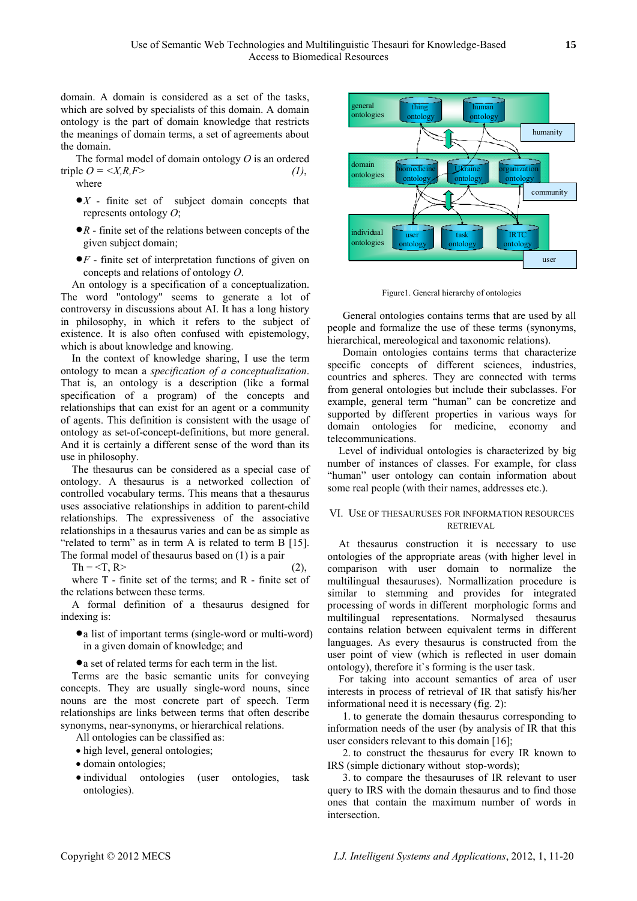domain. A domain is considered as a set of the tasks, which are solved by specialists of this domain. A domain ontology is the part of domain knowledge that restricts the meanings of domain terms, a set of agreements about the domain.

The formal model of domain ontology $O$ is an ordered triple $O = <X,R,F>$ *(1)*,

where

- $X$ - finite set of subject domain concepts that represents ontology $O$;
- $R$ - finite set of the relations between concepts of the given subject domain;
- $F$ - finite set of interpretation functions of given on concepts and relations of ontology $O$.

An ontology is a specification of a conceptualization. The word "ontology" seems to generate a lot of controversy in discussions about AI. It has a long history in philosophy, in which it refers to the subject of existence. It is also often confused with epistemology, which is about knowledge and knowing.

In the context of knowledge sharing, I use the term ontology to mean a *specification of a conceptualization*. That is, an ontology is a description (like a formal specification of a program) of the concepts and relationships that can exist for an agent or a community of agents. This definition is consistent with the usage of ontology as set-of-concept-definitions, but more general. And it is certainly a different sense of the word than its use in philosophy.

The thesaurus can be considered as a special case of ontology. A thesaurus is a networked collection of controlled vocabulary terms. This means that a thesaurus uses associative relationships in addition to parent-child relationships. The expressiveness of the associative relationships in a thesaurus varies and can be as simple as "related to term" as in term A is related to term B [15]. The formal model of thesaurus based on (1) is a pair

Th = <T, R> (2),

where T - finite set of the terms; and R - finite set of the relations between these terms.

A formal definition of a thesaurus designed for indexing is:

- a list of important terms (single-word or multi-word) in a given domain of knowledge; and
- a set of related terms for each term in the list.

Terms are the basic semantic units for conveying concepts. They are usually single-word nouns, since nouns are the most concrete part of speech. Term relationships are links between terms that often describe synonyms, near-synonyms, or hierarchical relations.

All ontologies can be classified as:

- high level, general ontologies;
- domain ontologies;
- individual ontologies (user ontologies, task ontologies).

Figure1. General hierarchy of ontologies

General ontologies contains terms that are used by all people and formalize the use of these terms (synonyms, hierarchical, mereological and taxonomic relations).

Domain ontologies contains terms that characterize specific concepts of different sciences, industries, countries and spheres. They are connected with terms from general ontologies but include their subclasses. For example, general term "human" can be concretize and supported by different properties in various ways for domain ontologies for medicine, economy and telecommunications.

Level of individual ontologies is characterized by big number of instances of classes. For example, for class "human" user ontology can contain information about some real people (with their names, addresses etc.).

## VI. Use of Thesauruses for Information Resources Retrieval

At thesaurus construction it is necessary to use ontologies of the appropriate areas (with higher level in comparison with user domain to normalize the multilingual thesauruses). Normallization procedure is similar to stemming and provides for integrated processing of words in different morphologic forms and multilingual representations. Normalysed thesaurus contains relation between equivalent terms in different languages. As every thesaurus is constructed from the user point of view (which is reflected in user domain ontology), therefore it`s forming is the user task.

For taking into account semantics of user interests in process of retrieval of IR that satisfy his/her informational need it is necessary (fig. 2):

1. to generate the domain thesaurus corresponding to information needs of the user (by analysis of IR that this user considers relevant to this domain [16];
2. to construct the thesaurus for every IR known to IRS (simple dictionary without stop-words);
3. to compare the thesauruses of IR relevant to user query to IRS with the domain thesaurus and to find those ones that contain the maximum number of words in intersection.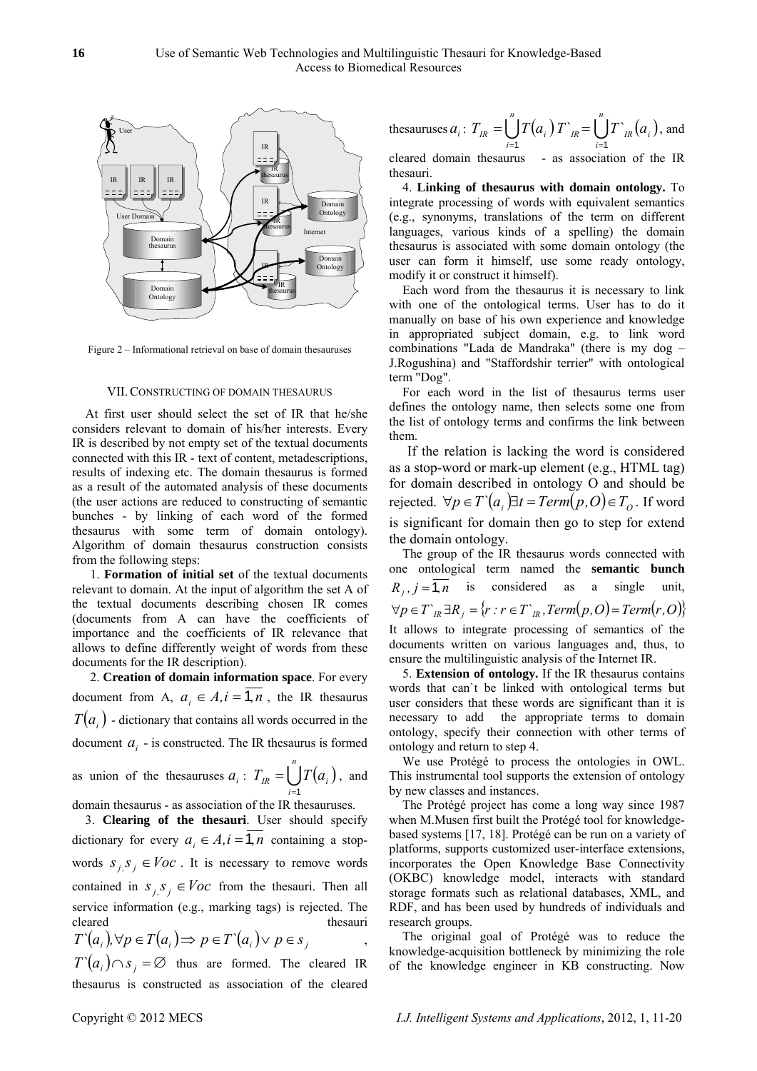Figure 2 – Informational retrieval on base of domain thesauruses

## VII. Constructing of Domain Thesaurus

At first user should select the set of IR that he/she considers relevant to domain of his/her interests. Every IR is described by not empty set of the textual documents connected with this IR - text of content, metadescriptions, results of indexing etc. The domain thesaurus is formed as a result of the automated analysis of these documents (the user actions are reduced to constructing of semantic bunches - by linking of each word of the formed thesaurus with some term of domain ontology). Algorithm of domain thesaurus construction consists from the following steps:

1. **Formation of initial set** of the textual documents relevant to domain. At the input of algorithm the set A of the textual documents describing chosen IR comes (documents from A can have the coefficients of importance and the coefficients of IR relevance that allows to define differently weight of words from these documents for the IR description).

2. **Creation of domain information space**. For every document from A, $a_i \in A, i=\overline{1,n}$, the IR thesaurus $T(a_i)$ - dictionary that contains all words occurred in the document $a_i$ - is constructed. The IR thesaurus is formed as union of the thesauruses $a_i$: $T_{IR}=\bigcup_{i=1}^{n} T(a_i)$, and domain thesaurus - as association of the IR thesauruses.

3. **Clearing of the thesauri**. User should specify dictionary for every $a_i \in A, i=\overline{1,n}$ containing a stop-words $s_j, s_j \in Voc$. It is necessary to remove words contained in $s_j, s_j \in Voc$ from the thesauri. Then all service information (e.g., marking tags) is rejected. The cleared thesauri $T`(a_i), \forall p \in T(a_i) \Rightarrow p \in T`(a_i) \vee p \in s_j$, $T`(a_i) \cap s_j = \varnothing$ thus are formed. The cleared IR thesaurus is constructed as association of the cleared thesauruses $a_i$: $T_{IR}=\bigcup_{i=1}^{n} T(a_i)\ T`_{IR}=\bigcup_{i=1}^{n} T`_{IR}(a_i)$, and cleared domain thesaurus - as association of the IR thesauri.

4. **Linking of thesaurus with domain ontology.** To integrate processing of words with equivalent semantics (e.g., synonyms, translations of the term on different languages, various kinds of a spelling) the domain thesaurus is associated with some domain ontology (the user can form it himself, use some ready ontology, modify it or construct it himself).

Each word from the thesaurus it is necessary to link with one of the ontological terms. User has to do it manually on base of his own experience and knowledge in appropriated subject domain, e.g. to link word combinations "Lada de Mandraka" (there is my dog – J.Rogushina) and "Staffordshir terrier" with ontological term "Dog".

For each word in the list of thesaurus terms user defines the ontology name, then selects some one from the list of ontology terms and confirms the link between them.

If the relation is lacking the word is considered as a stop-word or mark-up element (e.g., HTML tag) for domain described in ontology O and should be rejected. $\forall p \in T`(a_i) \exists t = Term(p,O) \in T_O$. If word is significant for domain then go to step for extend the domain ontology.

The group of the IR thesaurus words connected with one ontological term named the **semantic bunch** $R_j, j=\overline{1,n}$ is considered as a single unit, $\forall p \in T`_{IR} \exists R_j = \{r : r \in T`_{IR}, Term(p,O) = Term(r,O)\}$ It allows to integrate processing of semantics of the documents written on various languages and, thus, to ensure the multilinguistic analysis of the Internet IR.

5. **Extension of ontology.** If the IR thesaurus contains words that can`t be linked with ontological terms but user considers that these words are significant than it is necessary to add the appropriate terms to domain ontology, specify their connection with other terms of ontology and return to step 4.

We use Protégé to process the ontologies in OWL. This instrumental tool supports the extension of ontology by new classes and instances.

The Protégé project has come a long way since 1987 when M.Musen first built the Protégé tool for knowledge-based systems [17, 18]. Protégé can be run on a variety of platforms, supports customized user-interface extensions, incorporates the Open Knowledge Base Connectivity (OKBC) knowledge model, interacts with standard storage formats such as relational databases, XML, and RDF, and has been used by hundreds of individuals and research groups.

The original goal of Protégé was to reduce the knowledge-acquisition bottleneck by minimizing the role of the knowledge engineer in KB constructing. Now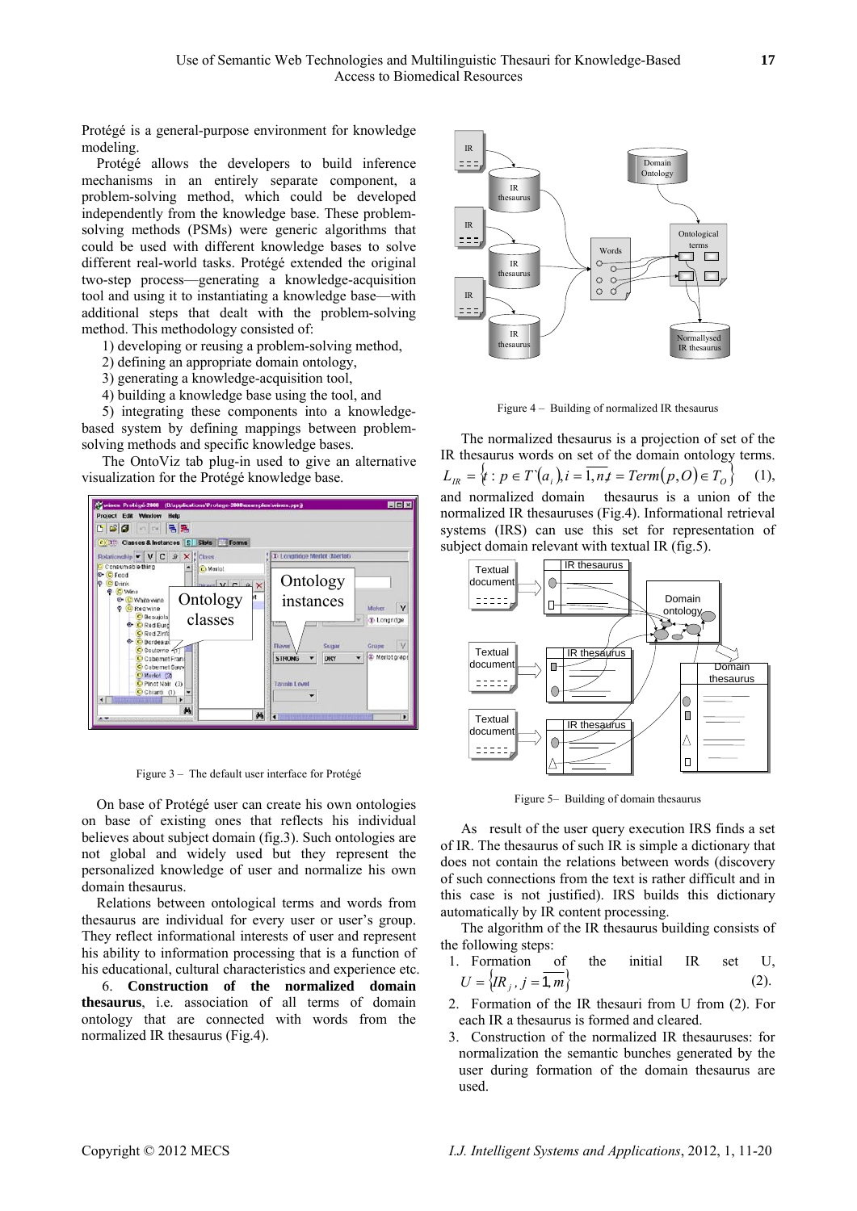Protégé is a general-purpose environment for knowledge modeling.

Protégé allows the developers to build inference mechanisms in an entirely separate component, a problem-solving method, which could be developed independently from the knowledge base. These problem-solving methods (PSMs) were generic algorithms that could be used with different knowledge bases to solve different real-world tasks. Protégé extended the original two-step process—generating a knowledge-acquisition tool and using it to instantiating a knowledge base—with additional steps that dealt with the problem-solving method. This methodology consisted of:

1) developing or reusing a problem-solving method,
2) defining an appropriate domain ontology,
3) generating a knowledge-acquisition tool,
4) building a knowledge base using the tool, and
5) integrating these components into a knowledge-based system by defining mappings between problem-solving methods and specific knowledge bases.

The OntoViz tab plug-in used to give an alternative visualization for the Protégé knowledge base.

Figure 3 – The default user interface for Protégé

On base of Protégé user can create his own ontologies on base of existing ones that reflects his individual believes about subject domain (fig.3). Such ontologies are not global and widely used but they represent the personalized knowledge of user and normalize his own domain thesaurus.

Relations between ontological terms and words from thesaurus are individual for every user or user's group. They reflect informational interests of user and represent his ability to information processing that is a function of his educational, cultural characteristics and experience etc.

6. **Construction of the normalized domain thesaurus**, i.e. association of all terms of domain ontology that are connected with words from the normalized IR thesaurus (Fig.4).

Figure 4 – Building of normalized IR thesaurus

The normalized thesaurus is a projection of set of the IR thesaurus words on set of the domain ontology terms. $L_{IR} = \{t : p \in T`(a_i), i = \overline{1,n}, t = Term(p,O) \in T_O\}$ (1), and normalized domain thesaurus is a union of the normalized IR thesauruses (Fig.4). Informational retrieval systems (IRS) can use this set for representation of subject domain relevant with textual IR (fig.5).

Figure 5– Building of domain thesaurus

As result of the user query execution IRS finds a set of IR. The thesaurus of such IR is simple a dictionary that does not contain the relations between words (discovery of such connections from the text is rather difficult and in this case is not justified). IRS builds this dictionary automatically by IR content processing.

The algorithm of the IR thesaurus building consists of the following steps:

1. Formation of the initial IR set U, $U = \{IR_j, j = \overline{1,m}\}$ (2).
2. Formation of the IR thesauri from U from (2). For each IR a thesaurus is formed and cleared.
3. Construction of the normalized IR thesauruses: for normalization the semantic bunches generated by the user during formation of the domain thesaurus are used.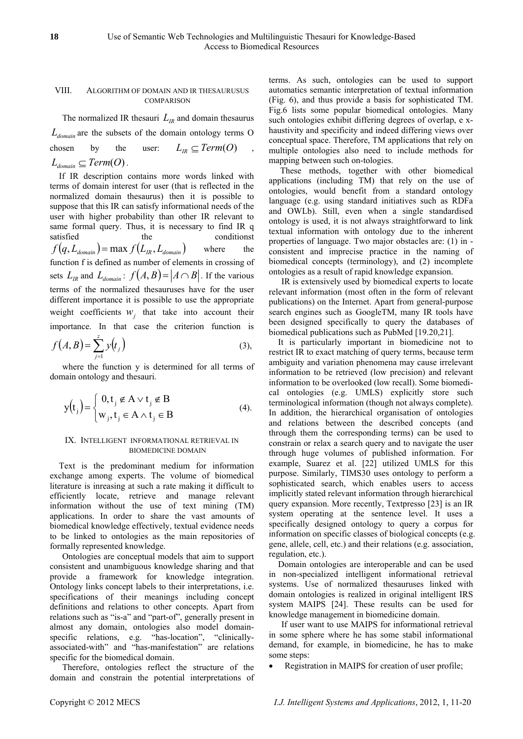## VIII. ALGORITHM OF DOMAIN AND IR THESAURUSUS COMPARISON

The normalized IR thesauri $L_{IR}$ and domain thesaurus $L_{domain}$ are the subsets of the domain ontology terms O chosen by the user: $L_{IR} \subseteq Term(O)$ , $L_{domain} \subseteq Term(O)$.

If IR description contains more words linked with terms of domain interest for user (that is reflected in the normalized domain thesaurus) then it is possible to suppose that this IR can satisfy informational needs of the user with higher probability than other IR relevant to same formal query. Thus, it is necessary to find IR q satisfied the conditionst $f(q, L_{domain}) = \max f(L_{IR}, L_{domain})$ where the function f is defined as number of elements in crossing of sets $L_{IR}$ and $L_{domain}$: $f(A, B) = |A \cap B|$. If the various terms of the normalized thesauruses have for the user different importance it is possible to use the appropriate weight coefficients $w_j$ that take into account their importance. In that case the criterion function is

$$f(A, B) = \sum_{j=1}^{z} y(t_j) \quad (3),$$

where the function y is determined for all terms of domain ontology and thesauri.

$$y(t_j) = \begin{cases} 0, t_j \notin A \vee t_j \notin B \\ w_j, t_j \in A \wedge t_j \in B \end{cases} \quad (4).$$

## IX. INTELLIGENT INFORMATIONAL RETRIEVAL IN BIOMEDICINE DOMAIN

Text is the predominant medium for information exchange among experts. The volume of biomedical literature is inreasing at such a rate making it difficult to efficiently locate, retrieve and manage relevant information without the use of text mining (TM) applications. In order to share the vast amounts of biomedical knowledge effectively, textual evidence needs to be linked to ontologies as the main repositories of formally represented knowledge.

Ontologies are conceptual models that aim to support consistent and unambiguous knowledge sharing and that provide a framework for knowledge integration. Ontology links concept labels to their interpretations, i.e. specifications of their meanings including concept definitions and relations to other concepts. Apart from relations such as "is-a" and "part-of", generally present in almost any domain, ontologies also model domain-specific relations, e.g. "has-location", "clinically-associated-with" and "has-manifestation" are relations specific for the biomedical domain.

Therefore, ontologies reflect the structure of the domain and constrain the potential interpretations of terms. As such, ontologies can be used to support automatics semantic interpretation of textual information (Fig. 6), and thus provide a basis for sophisticated TM. Fig.6 lists some popular biomedical ontologies. Many such ontologies exhibit differing degrees of overlap, e x-haustivity and specificity and indeed differing views over conceptual space. Therefore, TM applications that rely on multiple ontologies also need to include methods for mapping between such on-tologies.

These methods, together with other biomedical applications (including TM) that rely on the use of ontologies, would benefit from a standard ontology language (e.g. using standard initiatives such as RDFa and OWLb). Still, even when a single standardised ontology is used, it is not always straightforward to link textual information with ontology due to the inherent properties of language. Two major obstacles are: (1) in - consistent and imprecise practice in the naming of biomedical concepts (terminology), and (2) incomplete ontologies as a result of rapid knowledge expansion.

IR is extensively used by biomedical experts to locate relevant information (most often in the form of relevant publications) on the Internet. Apart from general-purpose search engines such as GoogleTM, many IR tools have been designed specifically to query the databases of biomedical publications such as PubMed [19.20,21].

It is particularly important in biomedicine not to restrict IR to exact matching of query terms, because term ambiguity and variation phenomena may cause irrelevant information to be retrieved (low precision) and relevant information to be overlooked (low recall). Some biomedical ontologies (e.g. UMLS) explicitly store such terminological information (though not always complete). In addition, the hierarchical organisation of ontologies and relations between the described concepts (and through them the corresponding terms) can be used to constrain or relax a search query and to navigate the user through huge volumes of published information. For example, Suarez et al. [22] utilized UMLS for this purpose. Similarly, TIMS30 uses ontology to perform a sophisticated search, which enables users to access implicitly stated relevant information through hierarchical query expansion. More recently, Textpresso [23] is an IR system operating at the sentence level. It uses a specifically designed ontology to query a corpus for information on specific classes of biological concepts (e.g. gene, allele, cell, etc.) and their relations (e.g. association, regulation, etc.).

Domain ontologies are interoperable and can be used in non-specialized intelligent informational retrieval systems. Use of normalized thesauruses linked with domain ontologies is realized in original intelligent IRS system MAIPS [24]. These results can be used for knowledge management in biomedicine domain.

If user want to use MAIPS for informational retrieval in some sphere where he has some stabil informational demand, for example, in biomedicine, he has to make some steps:

- Registration in MAIPS for creation of user profile;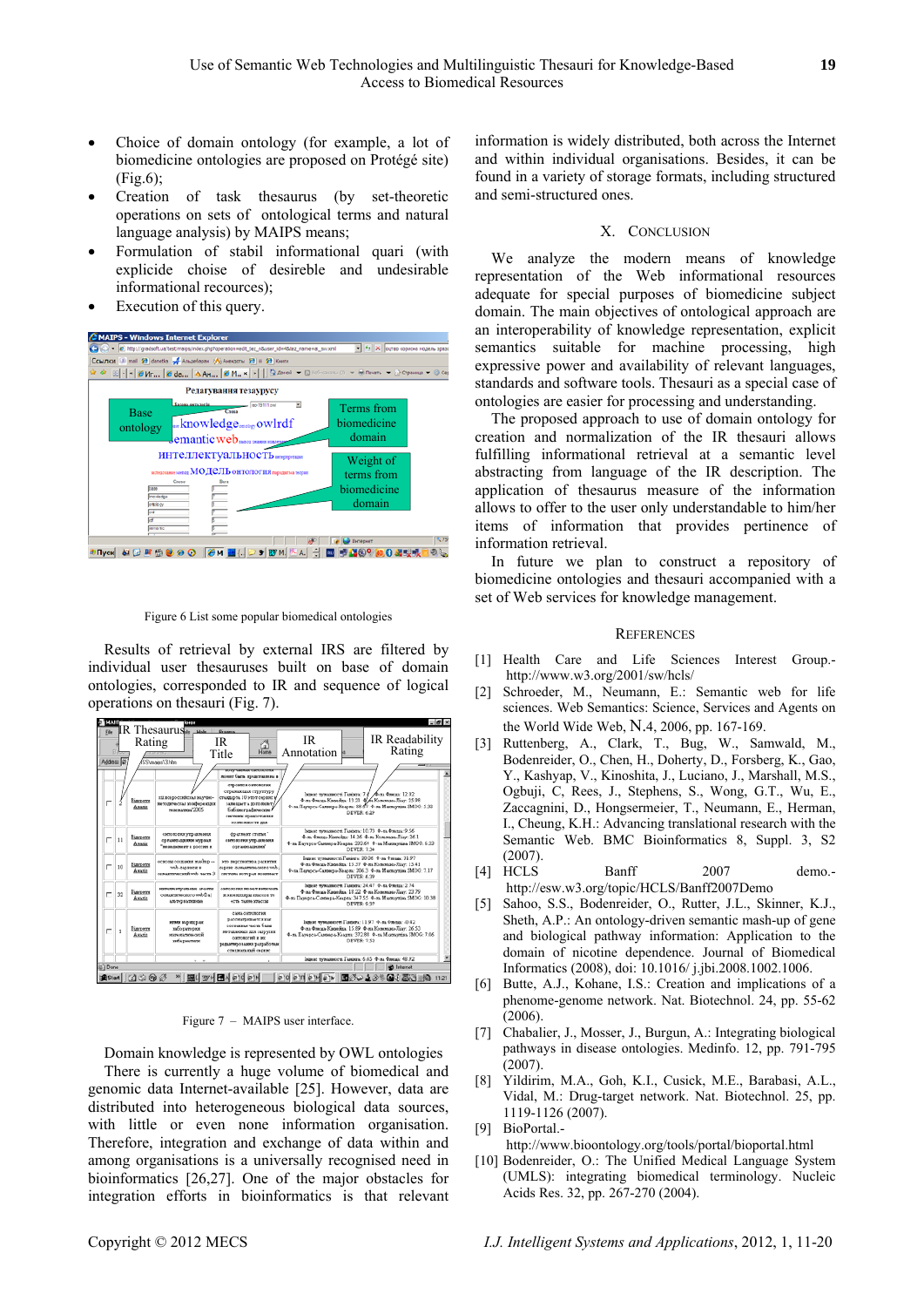- Choice of domain ontology (for example, a lot of biomedicine ontologies are proposed on Protégé site) (Fig.6);
- Creation of task thesaurus (by set-theoretic operations on sets of ontological terms and natural language analysis) by MAIPS means;
- Formulation of stabil informational quari (with explicide choise of desireble and undesirable informational recources);
- Execution of this query.

Figure 6 List some popular biomedical ontologies

Results of retrieval by external IRS are filtered by individual user thesauruses built on base of domain ontologies, corresponded to IR and sequence of logical operations on thesauri (Fig. 7).

Figure 7 – MAIPS user interface.

Domain knowledge is represented by OWL ontologies

There is currently a huge volume of biomedical and genomic data Internet-available [25]. However, data are distributed into heterogeneous biological data sources, with little or even none information organisation. Therefore, integration and exchange of data within and among organisations is a universally recognised need in bioinformatics [26,27]. One of the major obstacles for integration efforts in bioinformatics is that relevant information is widely distributed, both across the Internet and within individual organisations. Besides, it can be found in a variety of storage formats, including structured and semi-structured ones.

## X. Conclusion

We analyze the modern means of knowledge representation of the Web informational resources adequate for special purposes of biomedicine subject domain. The main objectives of ontological approach are an interoperability of knowledge representation, explicit semantics suitable for machine processing, high expressive power and availability of relevant languages, standards and software tools. Thesauri as a special case of ontologies are easier for processing and understanding.

The proposed approach to use of domain ontology for creation and normalization of the IR thesauri allows fulfilling informational retrieval at a semantic level abstracting from language of the IR description. The application of thesaurus measure of the information allows to offer to the user only understandable to him/her items of information that provides pertinence of information retrieval.

In future we plan to construct a repository of biomedicine ontologies and thesauri accompanied with a set of Web services for knowledge management.

## References

[1] Health Care and Life Sciences Interest Group.- http://www.w3.org/2001/sw/hcls/

[2] Schroeder, M., Neumann, E.: Semantic web for life sciences. Web Semantics: Science, Services and Agents on the World Wide Web, N.4, 2006, pp. 167-169.

[3] Ruttenberg, A., Clark, T., Bug, W., Samwald, M., Bodenreider, O., Chen, H., Doherty, D., Forsberg, K., Gao, Y., Kashyap, V., Kinoshita, J., Luciano, J., Marshall, M.S., Ogbuji, C, Rees, J., Stephens, S., Wong, G.T., Wu, E., Zaccagnini, D., Hongsermeier, T., Neumann, E., Herman, I., Cheung, K.H.: Advancing translational research with the Semantic Web. BMC Bioinformatics 8, Suppl. 3, S2 (2007).

[4] HCLS Banff 2007 demo.- http://esw.w3.org/topic/HCLS/Banff2007Demo

[5] Sahoo, S.S., Bodenreider, O., Rutter, J.L., Skinner, K.J., Sheth, A.P.: An ontology-driven semantic mash-up of gene and biological pathway information: Application to the domain of nicotine dependence. Journal of Biomedical Informatics (2008), doi: 10.1016/ j.jbi.2008.1002.1006.

[6] Butte, A.J., Kohane, I.S.: Creation and implications of a phenome-genome network. Nat. Biotechnol. 24, pp. 55-62 (2006).

[7] Chabalier, J., Mosser, J., Burgun, A.: Integrating biological pathways in disease ontologies. Medinfo. 12, pp. 791-795 (2007).

[8] Yildirim, M.A., Goh, K.I., Cusick, M.E., Barabasi, A.L., Vidal, M.: Drug-target network. Nat. Biotechnol. 25, pp. 1119-1126 (2007).

[9] BioPortal.- http://www.bioontology.org/tools/portal/bioportal.html

[10] Bodenreider, O.: The Unified Medical Language System (UMLS): integrating biomedical terminology. Nucleic Acids Res. 32, pp. 267-270 (2004).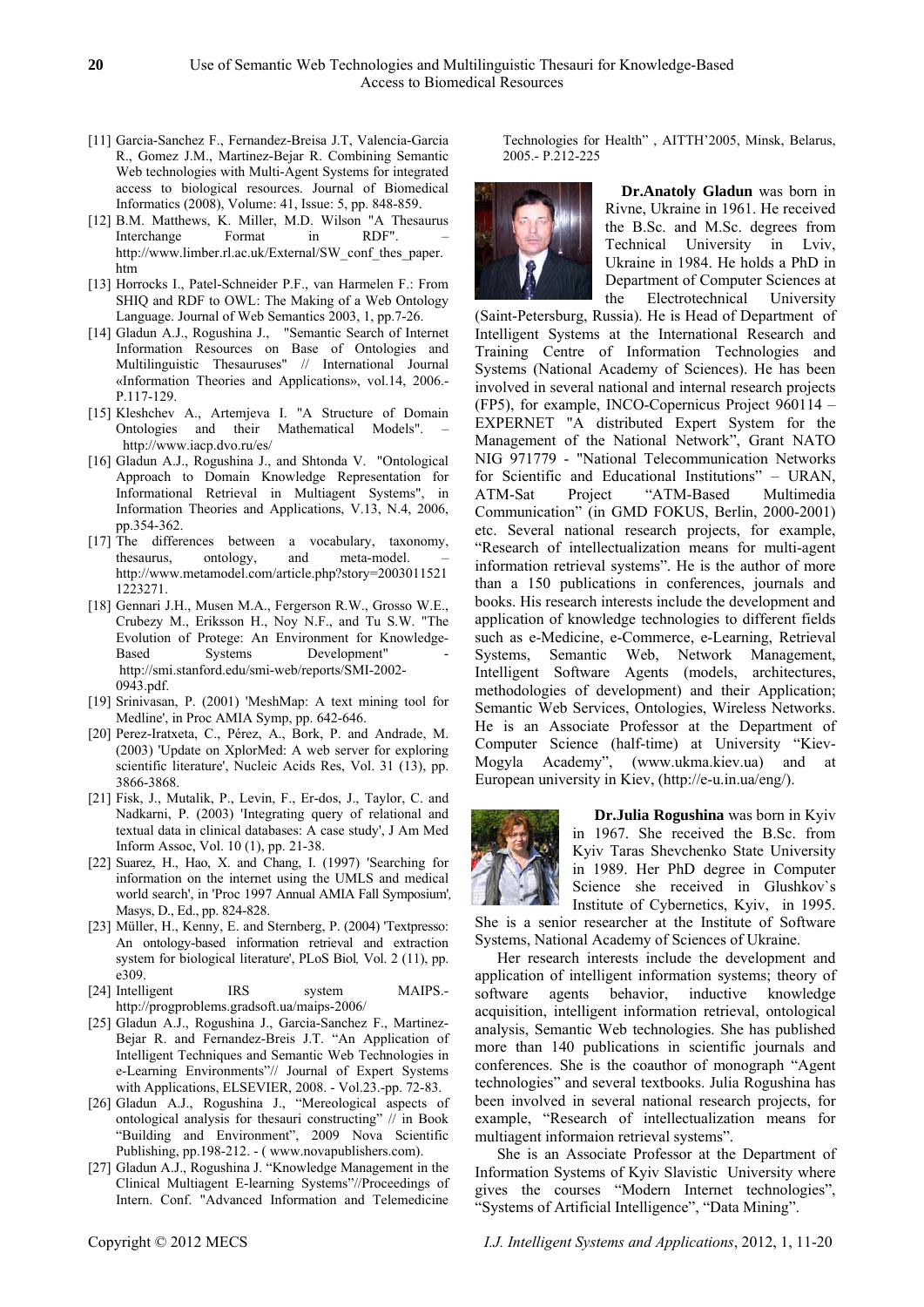[11] Garcia-Sanchez F., Fernandez-Breisa J.T, Valencia-Garcia R., Gomez J.M., Martinez-Bejar R. Combining Semantic Web technologies with Multi-Agent Systems for integrated access to biological resources. Journal of Biomedical Informatics (2008), Volume: 41, Issue: 5, pp. 848-859.

[12] B.M. Matthews, K. Miller, M.D. Wilson "A Thesaurus Interchange Format in RDF". – http://www.limber.rl.ac.uk/External/SW_conf_thes_paper.htm

[13] Horrocks I., Patel-Schneider P.F., van Harmelen F.: From SHIQ and RDF to OWL: The Making of a Web Ontology Language. Journal of Web Semantics 2003, 1, pp.7-26.

[14] Gladun A.J., Rogushina J., "Semantic Search of Internet Information Resources on Base of Ontologies and Multilinguistic Thesauruses" // International Journal «Information Theories and Applications», vol.14, 2006.- P.117-129.

[15] Kleshchev A., Artemjeva I. "A Structure of Domain Ontologies and their Mathematical Models". – http://www.iacp.dvo.ru/es/

[16] Gladun A.J., Rogushina J., and Shtonda V. "Ontological Approach to Domain Knowledge Representation for Informational Retrieval in Multiagent Systems", in Information Theories and Applications, V.13, N.4, 2006, pp.354-362.

[17] The differences between a vocabulary, taxonomy, thesaurus, ontology, and meta-model. – http://www.metamodel.com/article.php?story=20030115211223271.

[18] Gennari J.H., Musen M.A., Fergerson R.W., Grosso W.E., Crubezy M., Eriksson H., Noy N.F., and Tu S.W. "The Evolution of Protege: An Environment for Knowledge-Based Systems Development" - http://smi.stanford.edu/smi-web/reports/SMI-2002-0943.pdf.

[19] Srinivasan, P. (2001) 'MeshMap: A text mining tool for Medline', in Proc AMIA Symp, pp. 642-646.

[20] Perez-Iratxeta, C., Pérez, A., Bork, P. and Andrade, M. (2003) 'Update on XplorMed: A web server for exploring scientific literature', Nucleic Acids Res, Vol. 31 (13), pp. 3866-3868.

[21] Fisk, J., Mutalik, P., Levin, F., Er-dos, J., Taylor, C. and Nadkarni, P. (2003) 'Integrating query of relational and textual data in clinical databases: A case study', J Am Med Inform Assoc, Vol. 10 (1), pp. 21-38.

[22] Suarez, H., Hao, X. and Chang, I. (1997) 'Searching for information on the internet using the UMLS and medical world search', in 'Proc 1997 Annual AMIA Fall Symposium', Masys, D., Ed., pp. 824-828.

[23] Müller, H., Kenny, E. and Sternberg, P. (2004) 'Textpresso: An ontology-based information retrieval and extraction system for biological literature', PLoS Biol, Vol. 2 (11), pp. e309.

[24] Intelligent IRS system MAIPS.- http://progproblems.gradsoft.ua/maips-2006/

[25] Gladun A.J., Rogushina J., Garcia-Sanchez F., Martinez-Bejar R. and Fernandez-Breis J.T. "An Application of Intelligent Techniques and Semantic Web Technologies in e-Learning Environments"// Journal of Expert Systems with Applications, ELSEVIER, 2008. - Vol.23.-pp. 72-83.

[26] Gladun A.J., Rogushina J., "Mereological aspects of ontological analysis for thesauri constructing" // in Book "Building and Environment", 2009 Nova Scientific Publishing, pp.198-212. - ( www.novapublishers.com).

[27] Gladun A.J., Rogushina J. "Knowledge Management in the Clinical Multiagent E-learning Systems"//Proceedings of Intern. Conf. "Advanced Information and Telemedicine Technologies for Health" , AITTH'2005, Minsk, Belarus, 2005.- P.212-225

**Dr.Anatoly Gladun** was born in Rivne, Ukraine in 1961. He received the B.Sc. and M.Sc. degrees from Technical University in Lviv, Ukraine in 1984. He holds a PhD in Department of Computer Sciences at the Electrotechnical University (Saint-Petersburg, Russia). He is Head of Department of Intelligent Systems at the International Research and Training Centre of Information Technologies and Systems (National Academy of Sciences). He has been involved in several national and internal research projects (FP5), for example, INCO-Copernicus Project 960114 – EXPERNET "A distributed Expert System for the Management of the National Network", Grant NATO NIG 971779 - "National Telecommunication Networks for Scientific and Educational Institutions" – URAN, ATM-Sat Project "ATM-Based Multimedia Communication" (in GMD FOKUS, Berlin, 2000-2001) etc. Several national research projects, for example, "Research of intellectualization means for multi-agent information retrieval systems". He is the author of more than a 150 publications in conferences, journals and books. His research interests include the development and application of knowledge technologies to different fields such as e-Medicine, e-Commerce, e-Learning, Retrieval Systems, Semantic Web, Network Management, Intelligent Software Agents (models, architectures, methodologies of development) and their Application; Semantic Web Services, Ontologies, Wireless Networks. He is an Associate Professor at the Department of Computer Science (half-time) at University "Kiev-Mogyla Academy", (www.ukma.kiev.ua) and at European university in Kiev, (http://e-u.in.ua/eng/).

**Dr.Julia Rogushina** was born in Kyiv in 1967. She received the B.Sc. from Kyiv Taras Shevchenko State University in 1989. Her PhD degree in Computer Science she received in Glushkov`s Institute of Cybernetics, Kyiv, in 1995. She is a senior researcher at the Institute of Software Systems, National Academy of Sciences of Ukraine.

Her research interests include the development and application of intelligent information systems; theory of software agents behavior, inductive knowledge acquisition, intelligent information retrieval, ontological analysis, Semantic Web technologies. She has published more than 140 publications in scientific journals and conferences. She is the coauthor of monograph "Agent technologies" and several textbooks. Julia Rogushina has been involved in several national research projects, for example, "Research of intellectualization means for multiagent informaion retrieval systems".

She is an Associate Professor at the Department of Information Systems of Kyiv Slavistic University where gives the courses "Modern Internet technologies", "Systems of Artificial Intelligence", "Data Mining".